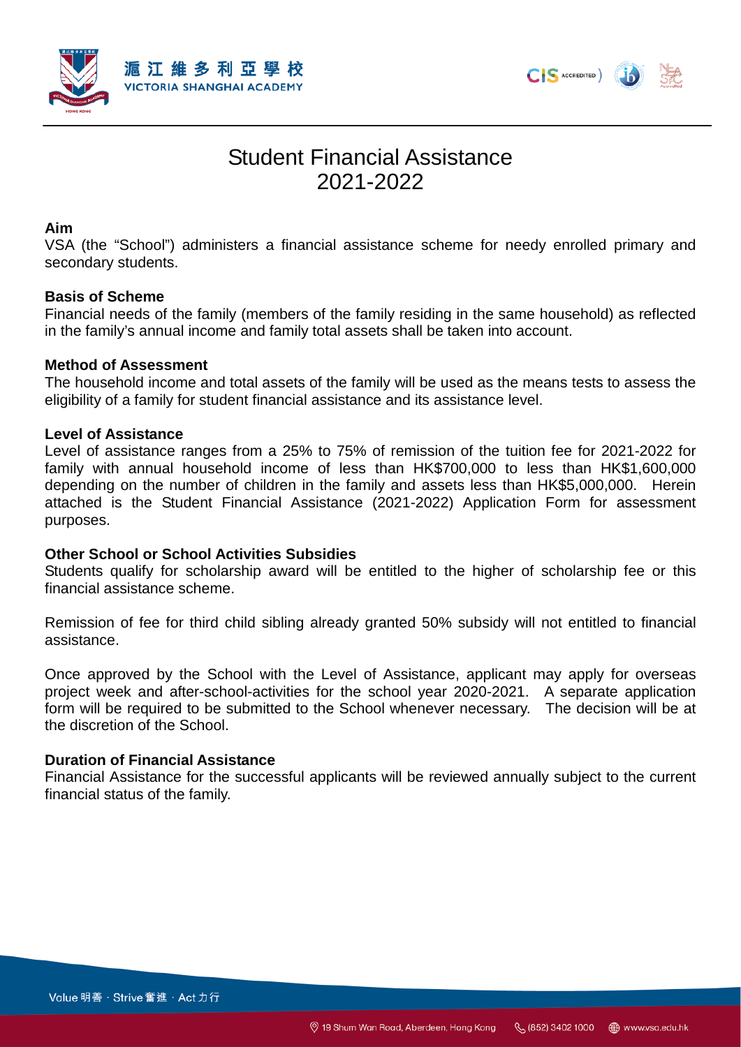# Student Financial Assistance 2021-2022

**Aim**

VSA (the "School") administers a financial assistance scheme for needy enrolled primary and secondary students.

**Basis of Scheme**

Financial needs of the family (members of the family residing in the same household) as reflected in the family's annual income and family total assets shall be taken into account.

**Method of Assessment**

The household income and total assets of the family will be used as the means tests to assess the eligibility of a family for student financial assistance and its assistance level.

**Level of Assistance**

Level of assistance ranges from a 25% to 75% of remission of the tuition fee for 2021-2022 for family with annual household income of less than HK$700,000 to less than HK$1,600,000 depending on the number of children in the family and assets less than HK$5,000,000. Herein attached is the Student Financial Assistance (2021-2022) Application Form for assessment purposes.

**Other School or School Activities Subsidies**

Students qualify for scholarship award will be entitled to the higher of scholarship fee or this financial assistance scheme.

Remission of fee for third child sibling already granted 50% subsidy will not entitled to financial assistance.

Once approved by the School with the Level of Assistance, applicant may apply for overseas project week and after-school-activities for the school year 2020-2021. A separate application form will be required to be submitted to the School whenever necessary. The decision will be at the discretion of the School.

**Duration of Financial Assistance**

Financial Assistance for the successful applicants will be reviewed annually subject to the current financial status of the family.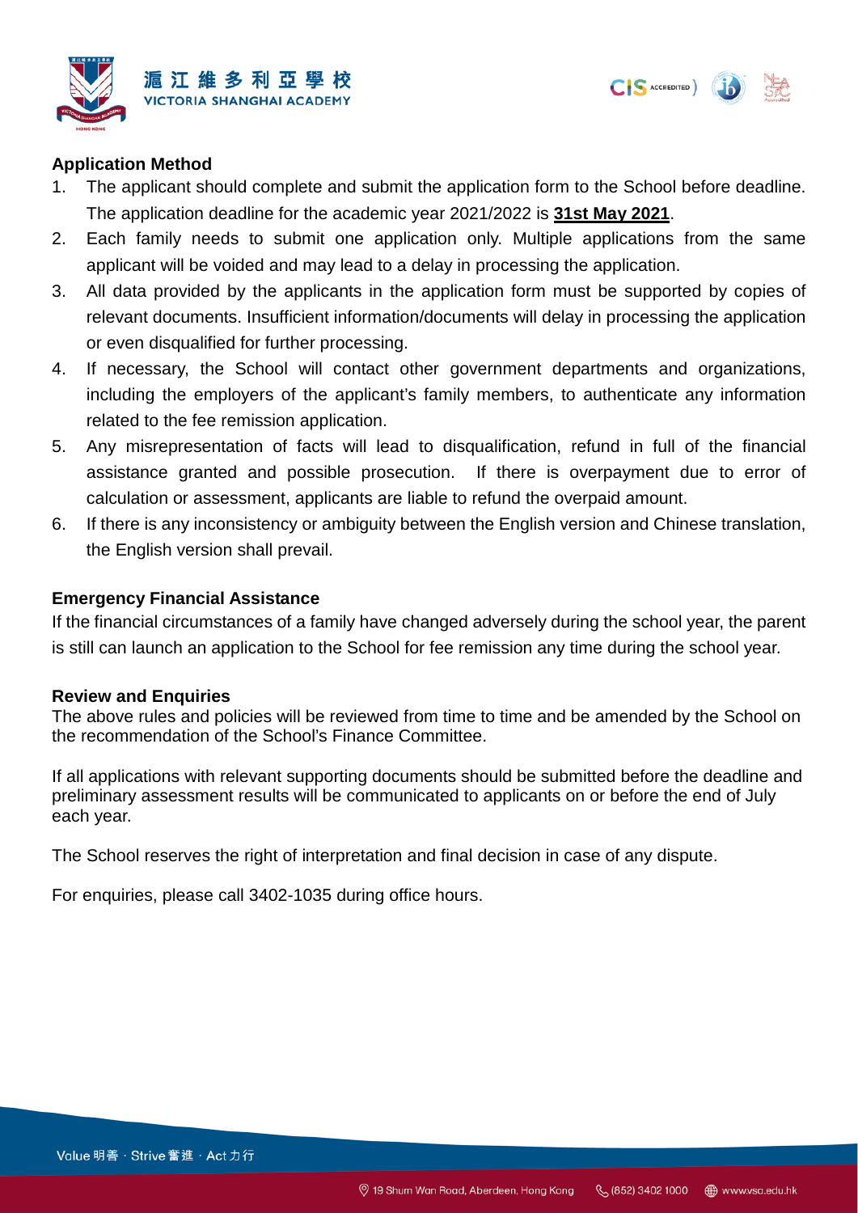### Application Method

1. The applicant should complete and submit the application form to the School before deadline. The application deadline for the academic year 2021/2022 is **31st May 2021**.
2. Each family needs to submit one application only. Multiple applications from the same applicant will be voided and may lead to a delay in processing the application.
3. All data provided by the applicants in the application form must be supported by copies of relevant documents. Insufficient information/documents will delay in processing the application or even disqualified for further processing.
4. If necessary, the School will contact other government departments and organizations, including the employers of the applicant's family members, to authenticate any information related to the fee remission application.
5. Any misrepresentation of facts will lead to disqualification, refund in full of the financial assistance granted and possible prosecution. If there is overpayment due to error of calculation or assessment, applicants are liable to refund the overpaid amount.
6. If there is any inconsistency or ambiguity between the English version and Chinese translation, the English version shall prevail.

### Emergency Financial Assistance

If the financial circumstances of a family have changed adversely during the school year, the parent is still can launch an application to the School for fee remission any time during the school year.

### Review and Enquiries

The above rules and policies will be reviewed from time to time and be amended by the School on the recommendation of the School's Finance Committee.

If all applications with relevant supporting documents should be submitted before the deadline and preliminary assessment results will be communicated to applicants on or before the end of July each year.

The School reserves the right of interpretation and final decision in case of any dispute.

For enquiries, please call 3402-1035 during office hours.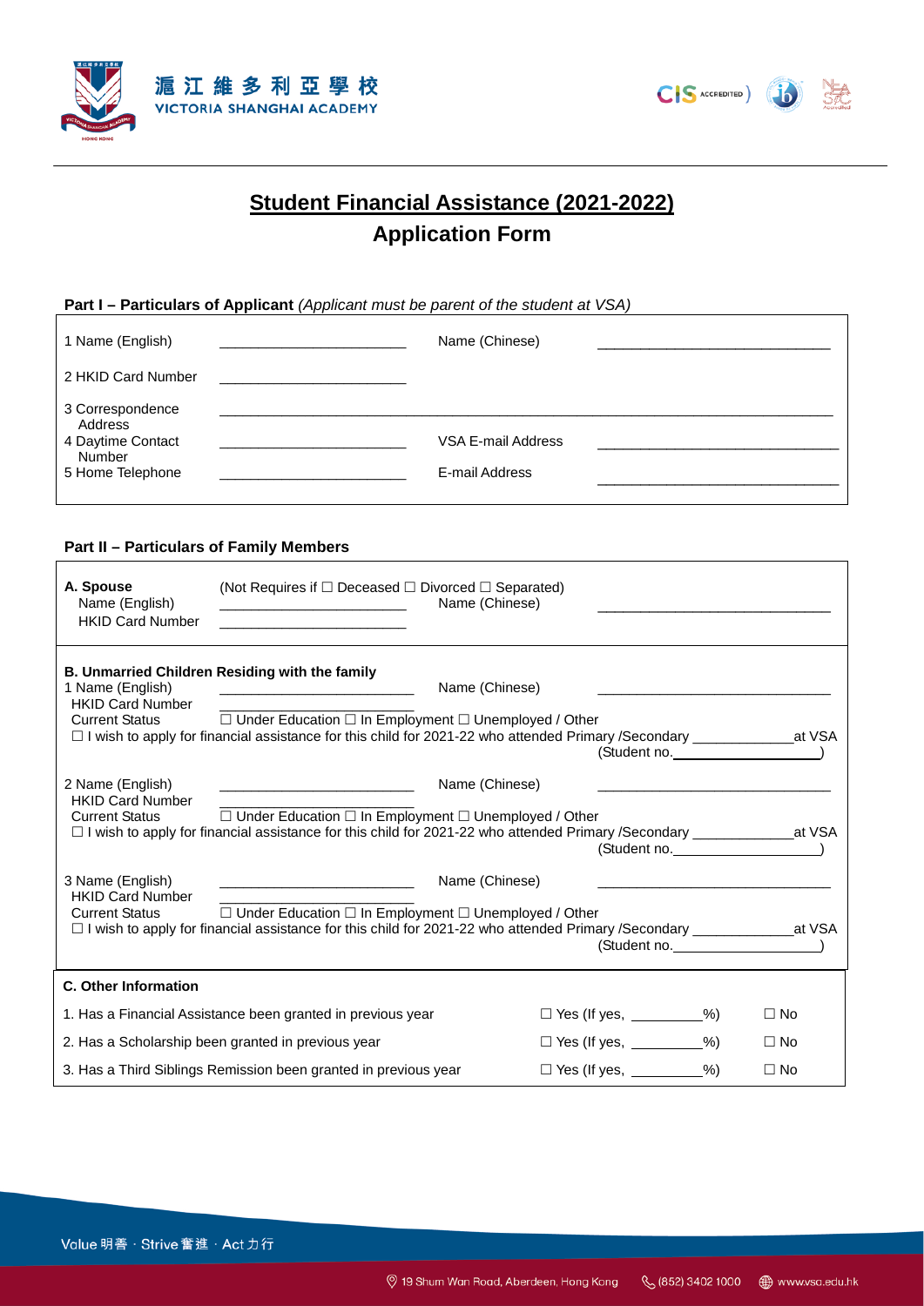# Student Financial Assistance (2021-2022)

## Application Form

**Part I – Particulars of Applicant** *(Applicant must be parent of the student at VSA)*

| | | | |
|---|---|---|---|
| 1 Name (English) | ______________________ | Name (Chinese) | ____________________________ |
| 2 HKID Card Number | ______________________ | | |
| 3 Correspondence Address | ________________________________________________________________________ | | |
| 4 Daytime Contact Number | ______________________ | VSA E-mail Address | ____________________________ |
| 5 Home Telephone | ______________________ | E-mail Address | ____________________________ |

**Part II – Particulars of Family Members**

**A. Spouse** (Not Requires if ☐ Deceased ☐ Divorced ☐ Separated)

Name (English) ______________________ Name (Chinese) ____________________________

HKID Card Number ______________________

**B. Unmarried Children Residing with the family**

1 Name (English) ______________________ Name (Chinese) ____________________________

HKID Card Number ______________________

Current Status ☐ Under Education ☐ In Employment ☐ Unemployed / Other

☐ I wish to apply for financial assistance for this child for 2021-22 who attended Primary /Secondary ____________ at VSA (Student no.__________________)

2 Name (English) ______________________ Name (Chinese) ____________________________

HKID Card Number ______________________

Current Status ☐ Under Education ☐ In Employment ☐ Unemployed / Other

☐ I wish to apply for financial assistance for this child for 2021-22 who attended Primary /Secondary ____________ at VSA (Student no.__________________)

3 Name (English) ______________________ Name (Chinese) ____________________________

HKID Card Number ______________________

Current Status ☐ Under Education ☐ In Employment ☐ Unemployed / Other

☐ I wish to apply for financial assistance for this child for 2021-22 who attended Primary /Secondary ____________ at VSA (Student no.__________________)

**C. Other Information**

| | | |
|---|---|---|
| 1. Has a Financial Assistance been granted in previous year | ☐ Yes (If yes, _________%) | ☐ No |
| 2. Has a Scholarship been granted in previous year | ☐ Yes (If yes, _________%) | ☐ No |
| 3. Has a Third Siblings Remission been granted in previous year | ☐ Yes (If yes, _________%) | ☐ No |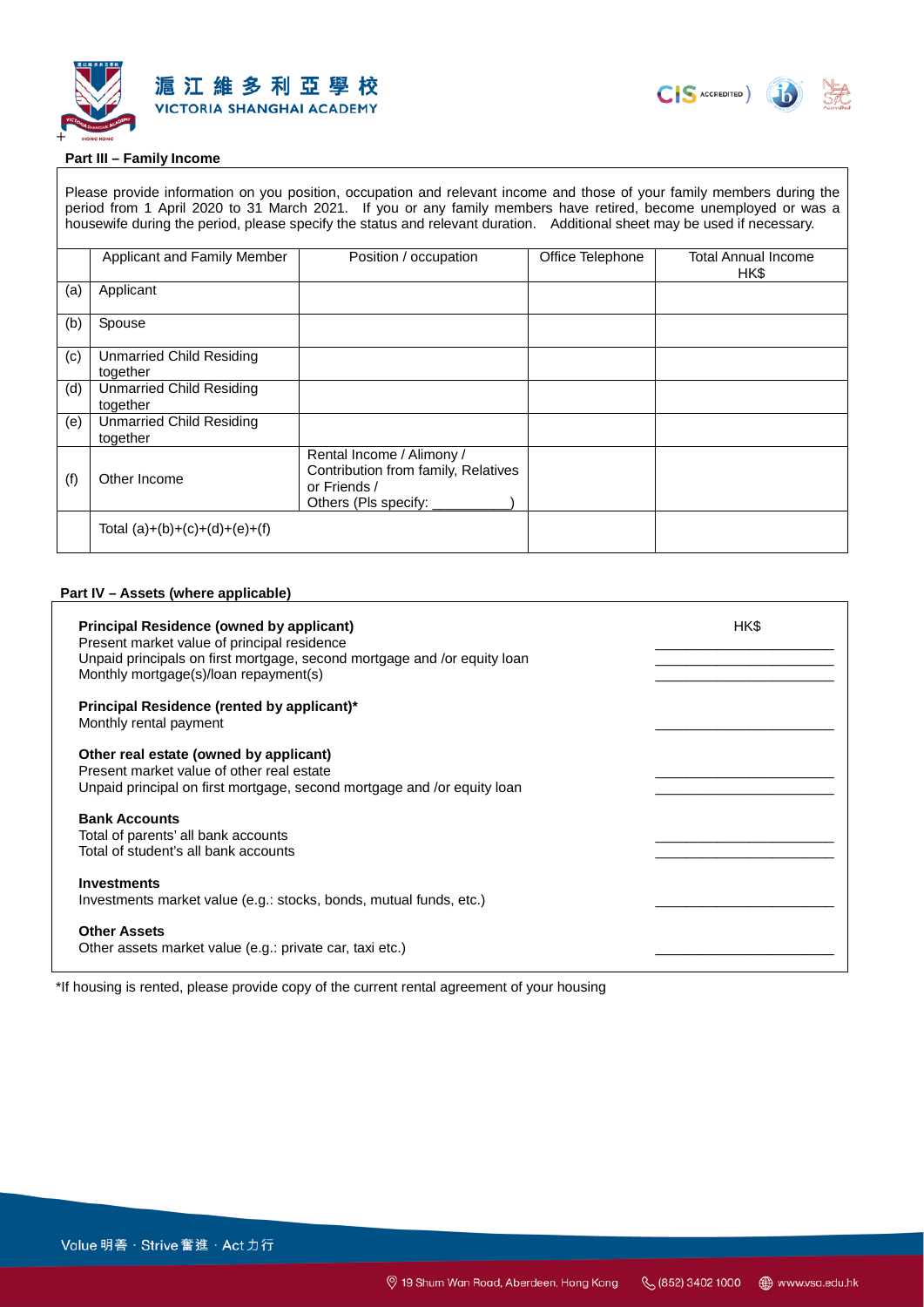**Part III – Family Income**

Please provide information on you position, occupation and relevant income and those of your family members during the period from 1 April 2020 to 31 March 2021. If you or any family members have retired, become unemployed or was a housewife during the period, please specify the status and relevant duration. Additional sheet may be used if necessary.

| | Applicant and Family Member | Position / occupation | Office Telephone | Total Annual Income HK$ |
|---|---|---|---|---|
| (a) | Applicant | | | |
| (b) | Spouse | | | |
| (c) | Unmarried Child Residing together | | | |
| (d) | Unmarried Child Residing together | | | |
| (e) | Unmarried Child Residing together | | | |
| (f) | Other Income | Rental Income / Alimony / Contribution from family, Relatives or Friends / Others (Pls specify: __________) | | |
| | Total (a)+(b)+(c)+(d)+(e)+(f) | | | |

**Part IV – Assets (where applicable)**

| | HK$ |
|---|---|
| **Principal Residence (owned by applicant)** | |
| Present market value of principal residence | ______________________ |
| Unpaid principals on first mortgage, second mortgage and /or equity loan | ______________________ |
| Monthly mortgage(s)/loan repayment(s) | ______________________ |
| **Principal Residence (rented by applicant)*** | |
| Monthly rental payment | ______________________ |
| **Other real estate (owned by applicant)** | |
| Present market value of other real estate | ______________________ |
| Unpaid principal on first mortgage, second mortgage and /or equity loan | ______________________ |
| **Bank Accounts** | |
| Total of parents' all bank accounts | ______________________ |
| Total of student's all bank accounts | ______________________ |
| **Investments** | |
| Investments market value (e.g.: stocks, bonds, mutual funds, etc.) | ______________________ |
| **Other Assets** | |
| Other assets market value (e.g.: private car, taxi etc.) | ______________________ |

*If housing is rented, please provide copy of the current rental agreement of your housing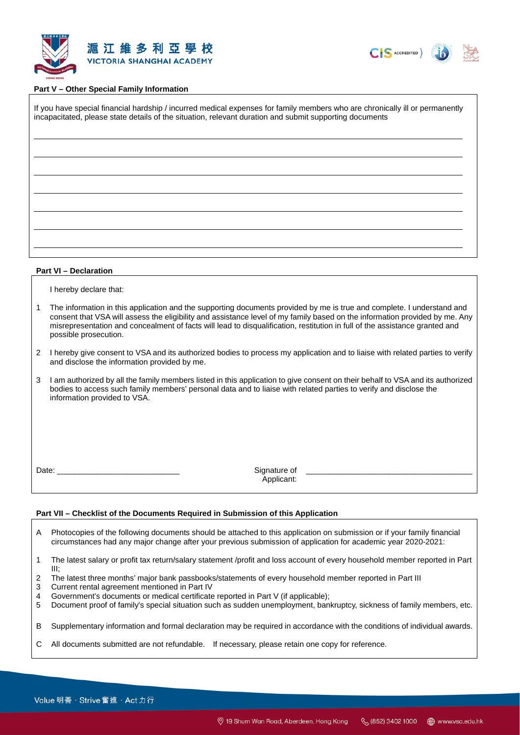**Part V – Other Special Family Information**

If you have special financial hardship / incurred medical expenses for family members who are chronically ill or permanently incapacitated, please state details of the situation, relevant duration and submit supporting documents

\_\_\_\_\_\_\_\_\_\_\_\_\_\_\_\_\_\_\_\_\_\_\_\_\_\_\_\_\_\_\_\_\_\_\_\_\_\_\_\_\_\_\_\_\_\_\_\_\_\_\_\_\_\_\_\_\_\_\_\_\_\_\_\_\_\_\_\_\_\_\_\_

\_\_\_\_\_\_\_\_\_\_\_\_\_\_\_\_\_\_\_\_\_\_\_\_\_\_\_\_\_\_\_\_\_\_\_\_\_\_\_\_\_\_\_\_\_\_\_\_\_\_\_\_\_\_\_\_\_\_\_\_\_\_\_\_\_\_\_\_\_\_\_\_

\_\_\_\_\_\_\_\_\_\_\_\_\_\_\_\_\_\_\_\_\_\_\_\_\_\_\_\_\_\_\_\_\_\_\_\_\_\_\_\_\_\_\_\_\_\_\_\_\_\_\_\_\_\_\_\_\_\_\_\_\_\_\_\_\_\_\_\_\_\_\_\_

\_\_\_\_\_\_\_\_\_\_\_\_\_\_\_\_\_\_\_\_\_\_\_\_\_\_\_\_\_\_\_\_\_\_\_\_\_\_\_\_\_\_\_\_\_\_\_\_\_\_\_\_\_\_\_\_\_\_\_\_\_\_\_\_\_\_\_\_\_\_\_\_

\_\_\_\_\_\_\_\_\_\_\_\_\_\_\_\_\_\_\_\_\_\_\_\_\_\_\_\_\_\_\_\_\_\_\_\_\_\_\_\_\_\_\_\_\_\_\_\_\_\_\_\_\_\_\_\_\_\_\_\_\_\_\_\_\_\_\_\_\_\_\_\_

\_\_\_\_\_\_\_\_\_\_\_\_\_\_\_\_\_\_\_\_\_\_\_\_\_\_\_\_\_\_\_\_\_\_\_\_\_\_\_\_\_\_\_\_\_\_\_\_\_\_\_\_\_\_\_\_\_\_\_\_\_\_\_\_\_\_\_\_\_\_\_\_

\_\_\_\_\_\_\_\_\_\_\_\_\_\_\_\_\_\_\_\_\_\_\_\_\_\_\_\_\_\_\_\_\_\_\_\_\_\_\_\_\_\_\_\_\_\_\_\_\_\_\_\_\_\_\_\_\_\_\_\_\_\_\_\_\_\_\_\_\_\_\_\_

**Part VI – Declaration**

I hereby declare that:

1. The information in this application and the supporting documents provided by me is true and complete. I understand and consent that VSA will assess the eligibility and assistance level of my family based on the information provided by me. Any misrepresentation and concealment of facts will lead to disqualification, restitution in full of the assistance granted and possible prosecution.
2. I hereby give consent to VSA and its authorized bodies to process my application and to liaise with related parties to verify and disclose the information provided by me.
3. I am authorized by all the family members listed in this application to give consent on their behalf to VSA and its authorized bodies to access such family members' personal data and to liaise with related parties to verify and disclose the information provided to VSA.

Date: \_\_\_\_\_\_\_\_\_\_\_\_\_\_\_\_\_\_\_\_\_\_\_\_\_\_\_\_ Signature of Applicant: \_\_\_\_\_\_\_\_\_\_\_\_\_\_\_\_\_\_\_\_\_\_\_\_\_\_\_\_\_\_\_\_\_\_\_\_\_\_

**Part VII – Checklist of the Documents Required in Submission of this Application**

A. Photocopies of the following documents should be attached to this application on submission or if your family financial circumstances had any major change after your previous submission of application for academic year 2020-2021:

1. The latest salary or profit tax return/salary statement /profit and loss account of every household member reported in Part III;
2. The latest three months' major bank passbooks/statements of every household member reported in Part III
3. Current rental agreement mentioned in Part IV
4. Government's documents or medical certificate reported in Part V (if applicable);
5. Document proof of family's special situation such as sudden unemployment, bankruptcy, sickness of family members, etc.

B. Supplementary information and formal declaration may be required in accordance with the conditions of individual awards.

C. All documents submitted are not refundable. If necessary, please retain one copy for reference.